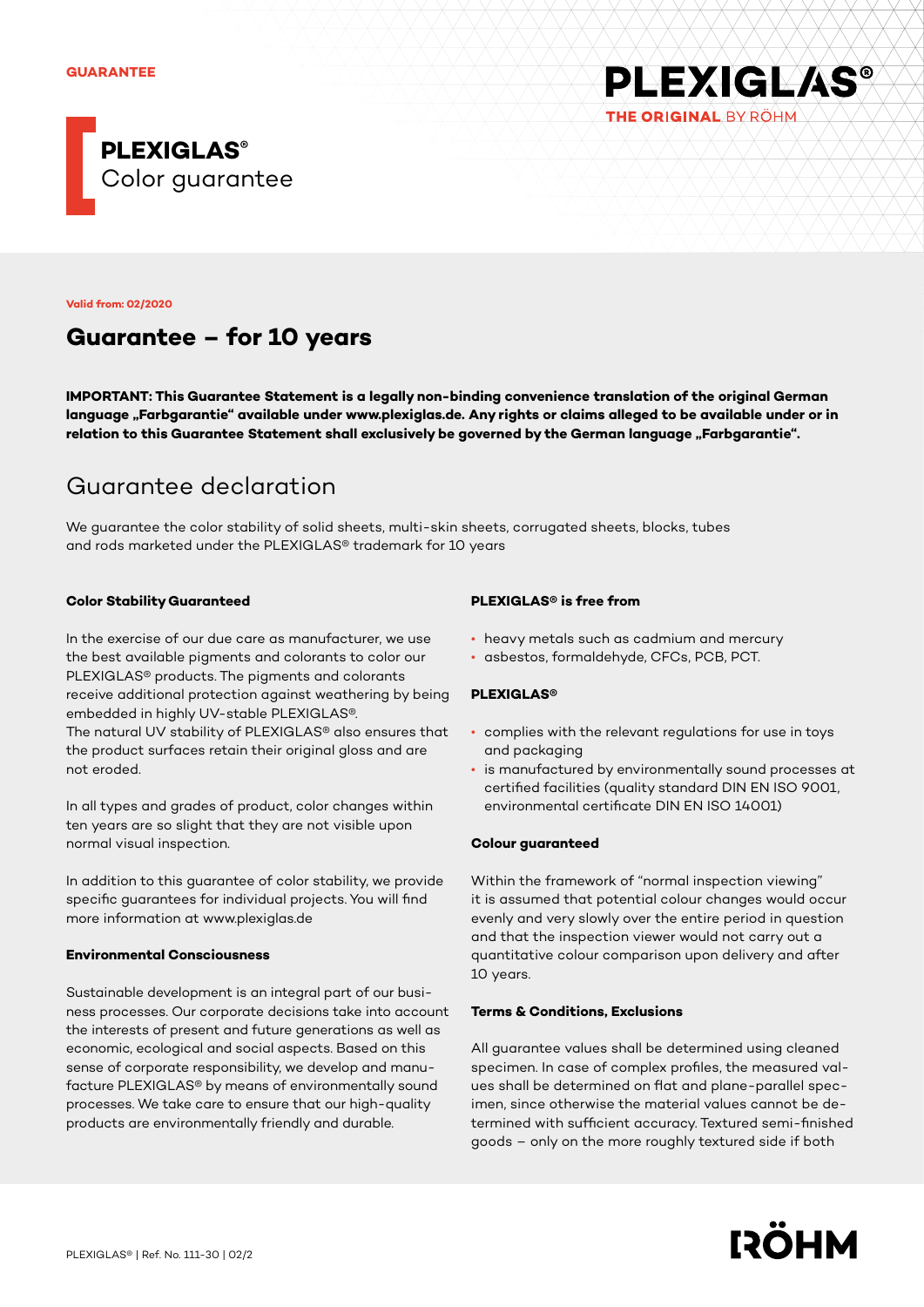GUARANTEE

PLEXIGLAS®
THE ORIGINAL BY RÖHM

# PLEXIGLAS® Color guarantee

**Valid from: 02/2020**

## Guarantee – for 10 years

**IMPORTANT: This Guarantee Statement is a legally non-binding convenience translation of the original German language „Farbgarantie" available under www.plexiglas.de. Any rights or claims alleged to be available under or in relation to this Guarantee Statement shall exclusively be governed by the German language „Farbgarantie".**

## Guarantee declaration

We guarantee the color stability of solid sheets, multi-skin sheets, corrugated sheets, blocks, tubes and rods marketed under the PLEXIGLAS® trademark for 10 years

### Color Stability Guaranteed

In the exercise of our due care as manufacturer, we use the best available pigments and colorants to color our PLEXIGLAS® products. The pigments and colorants receive additional protection against weathering by being embedded in highly UV-stable PLEXIGLAS®.
The natural UV stability of PLEXIGLAS® also ensures that the product surfaces retain their original gloss and are not eroded.

In all types and grades of product, color changes within ten years are so slight that they are not visible upon normal visual inspection.

In addition to this guarantee of color stability, we provide specific guarantees for individual projects. You will find more information at www.plexiglas.de

### Environmental Consciousness

Sustainable development is an integral part of our business processes. Our corporate decisions take into account the interests of present and future generations as well as economic, ecological and social aspects. Based on this sense of corporate responsibility, we develop and manufacture PLEXIGLAS® by means of environmentally sound processes. We take care to ensure that our high-quality products are environmentally friendly and durable.

### PLEXIGLAS® is free from

- heavy metals such as cadmium and mercury
- asbestos, formaldehyde, CFCs, PCB, PCT.

### PLEXIGLAS®

- complies with the relevant regulations for use in toys and packaging
- is manufactured by environmentally sound processes at certified facilities (quality standard DIN EN ISO 9001, environmental certificate DIN EN ISO 14001)

### Colour guaranteed

Within the framework of "normal inspection viewing" it is assumed that potential colour changes would occur evenly and very slowly over the entire period in question and that the inspection viewer would not carry out a quantitative colour comparison upon delivery and after 10 years.

### Terms & Conditions, Exclusions

All guarantee values shall be determined using cleaned specimen. In case of complex profiles, the measured values shall be determined on flat and plane-parallel specimen, since otherwise the material values cannot be determined with sufficient accuracy. Textured semi-finished goods – only on the more roughly textured side if both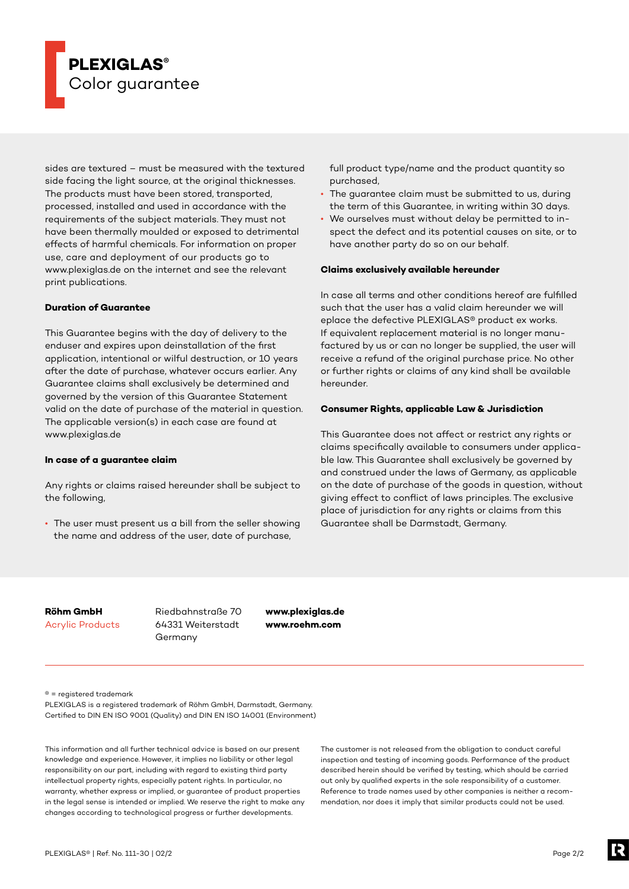# PLEXIGLAS®
Color guarantee

sides are textured – must be measured with the textured side facing the light source, at the original thicknesses. The products must have been stored, transported, processed, installed and used in accordance with the requirements of the subject materials. They must not have been thermally moulded or exposed to detrimental effects of harmful chemicals. For information on proper use, care and deployment of our products go to www.plexiglas.de on the internet and see the relevant print publications.

**Duration of Guarantee**

This Guarantee begins with the day of delivery to the enduser and expires upon deinstallation of the first application, intentional or wilful destruction, or 10 years after the date of purchase, whatever occurs earlier. Any Guarantee claims shall exclusively be determined and governed by the version of this Guarantee Statement valid on the date of purchase of the material in question. The applicable version(s) in each case are found at www.plexiglas.de

**In case of a guarantee claim**

Any rights or claims raised hereunder shall be subject to the following,

- The user must present us a bill from the seller showing the name and address of the user, date of purchase, full product type/name and the product quantity so purchased,
- The guarantee claim must be submitted to us, during the term of this Guarantee, in writing within 30 days.
- We ourselves must without delay be permitted to inspect the defect and its potential causes on site, or to have another party do so on our behalf.

**Claims exclusively available hereunder**

In case all terms and other conditions hereof are fulfilled such that the user has a valid claim hereunder we will eplace the defective PLEXIGLAS® product ex works. If equivalent replacement material is no longer manufactured by us or can no longer be supplied, the user will receive a refund of the original purchase price. No other or further rights or claims of any kind shall be available hereunder.

**Consumer Rights, applicable Law & Jurisdiction**

This Guarantee does not affect or restrict any rights or claims specifically available to consumers under applicable law. This Guarantee shall exclusively be governed by and construed under the laws of Germany, as applicable on the date of purchase of the goods in question, without giving effect to conflict of laws principles. The exclusive place of jurisdiction for any rights or claims from this Guarantee shall be Darmstadt, Germany.

**Röhm GmbH**
Acrylic Products

Riedbahnstraße 70
64331 Weiterstadt
Germany

**www.plexiglas.de**
**www.roehm.com**

® = registered trademark
PLEXIGLAS is a registered trademark of Röhm GmbH, Darmstadt, Germany.
Certified to DIN EN ISO 9001 (Quality) and DIN EN ISO 14001 (Environment)

This information and all further technical advice is based on our present knowledge and experience. However, it implies no liability or other legal responsibility on our part, including with regard to existing third party intellectual property rights, especially patent rights. In particular, no warranty, whether express or implied, or guarantee of product properties in the legal sense is intended or implied. We reserve the right to make any changes according to technological progress or further developments.

The customer is not released from the obligation to conduct careful inspection and testing of incoming goods. Performance of the product described herein should be verified by testing, which should be carried out only by qualified experts in the sole responsibility of a customer. Reference to trade names used by other companies is neither a recommendation, nor does it imply that similar products could not be used.

PLEXIGLAS® | Ref. No. 111-30 | 02/2